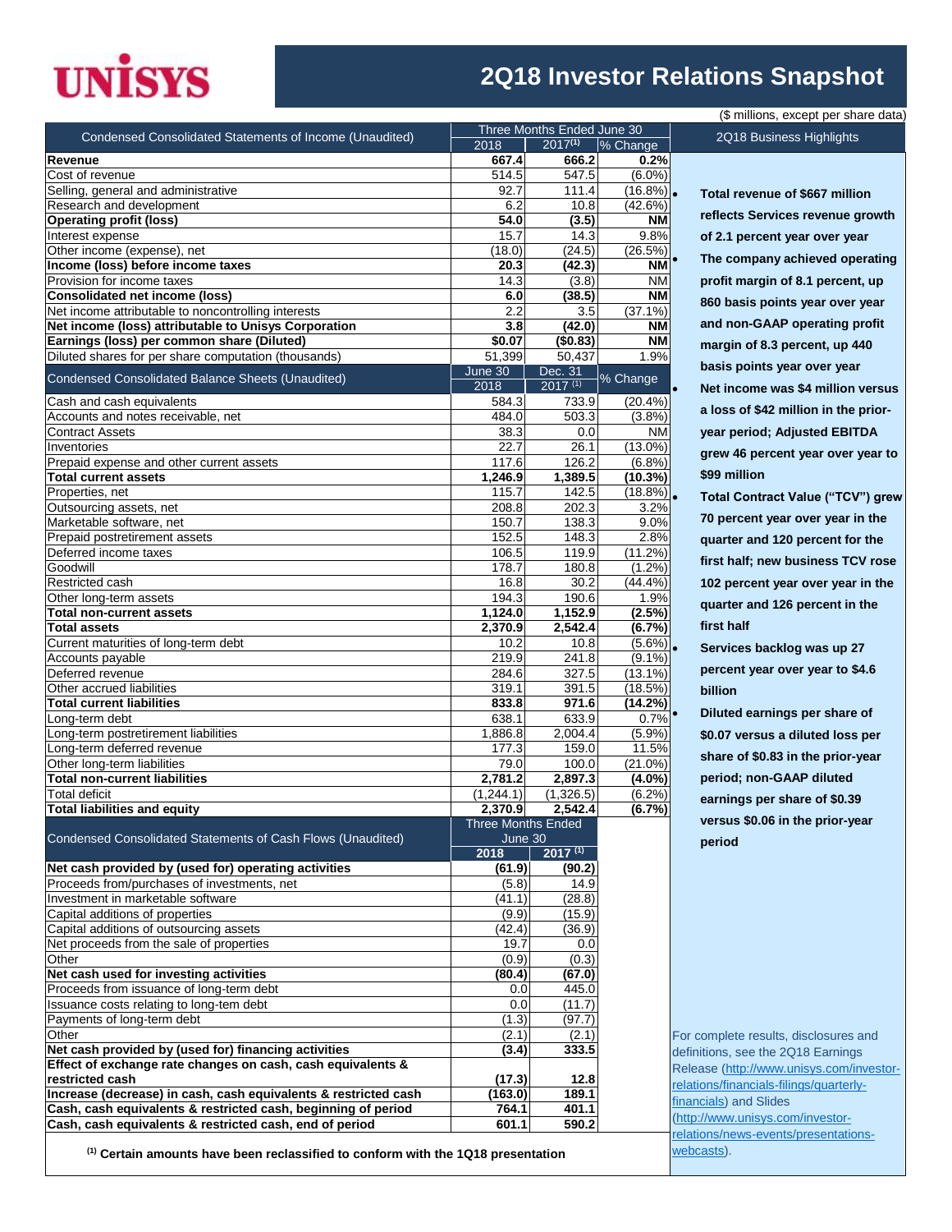# UNISYS

# 2Q18 Investor Relations Snapshot

($ millions, except per share data)

| Condensed Consolidated Statements of Income (Unaudited) | Three Months Ended June 30 | | |
|---|---|---|---|
| | 2018 | 2017[(1)] | % Change |
| **Revenue** | **667.4** | **666.2** | **0.2%** |
| Cost of revenue | 514.5 | 547.5 | (6.0%) |
| Selling, general and administrative | 92.7 | 111.4 | (16.8%) |
| Research and development | 6.2 | 10.8 | (42.6%) |
| **Operating profit (loss)** | **54.0** | **(3.5)** | **NM** |
| Interest expense | 15.7 | 14.3 | 9.8% |
| Other income (expense), net | (18.0) | (24.5) | (26.5%) |
| **Income (loss) before income taxes** | **20.3** | **(42.3)** | **NM** |
| Provision for income taxes | 14.3 | (3.8) | NM |
| **Consolidated net income (loss)** | **6.0** | **(38.5)** | **NM** |
| Net income attributable to noncontrolling interests | 2.2 | 3.5 | (37.1%) |
| **Net income (loss) attributable to Unisys Corporation** | **3.8** | **(42.0)** | **NM** |
| **Earnings (loss) per common share (Diluted)** | **$0.07** | **($0.83)** | **NM** |
| Diluted shares for per share computation (thousands) | 51,399 | 50,437 | 1.9% |

| Condensed Consolidated Balance Sheets (Unaudited) | June 30 2018 | Dec. 31 2017 [(1)] | % Change |
|---|---|---|---|
| Cash and cash equivalents | 584.3 | 733.9 | (20.4%) |
| Accounts and notes receivable, net | 484.0 | 503.3 | (3.8%) |
| Contract Assets | 38.3 | 0.0 | NM |
| Inventories | 22.7 | 26.1 | (13.0%) |
| Prepaid expense and other current assets | 117.6 | 126.2 | (6.8%) |
| **Total current assets** | **1,246.9** | **1,389.5** | **(10.3%)** |
| Properties, net | 115.7 | 142.5 | (18.8%) |
| Outsourcing assets, net | 208.8 | 202.3 | 3.2% |
| Marketable software, net | 150.7 | 138.3 | 9.0% |
| Prepaid postretirement assets | 152.5 | 148.3 | 2.8% |
| Deferred income taxes | 106.5 | 119.9 | (11.2%) |
| Goodwill | 178.7 | 180.8 | (1.2%) |
| Restricted cash | 16.8 | 30.2 | (44.4%) |
| Other long-term assets | 194.3 | 190.6 | 1.9% |
| **Total non-current assets** | **1,124.0** | **1,152.9** | **(2.5%)** |
| **Total assets** | **2,370.9** | **2,542.4** | **(6.7%)** |
| Current maturities of long-term debt | 10.2 | 10.8 | (5.6%) |
| Accounts payable | 219.9 | 241.8 | (9.1%) |
| Deferred revenue | 284.6 | 327.5 | (13.1%) |
| Other accrued liabilities | 319.1 | 391.5 | (18.5%) |
| **Total current liabilities** | **833.8** | **971.6** | **(14.2%)** |
| Long-term debt | 638.1 | 633.9 | 0.7% |
| Long-term postretirement liabilities | 1,886.8 | 2,004.4 | (5.9%) |
| Long-term deferred revenue | 177.3 | 159.0 | 11.5% |
| Other long-term liabilities | 79.0 | 100.0 | (21.0%) |
| **Total non-current liabilities** | **2,781.2** | **2,897.3** | **(4.0%)** |
| Total deficit | (1,244.1) | (1,326.5) | (6.2%) |
| **Total liabilities and equity** | **2,370.9** | **2,542.4** | **(6.7%)** |

| Condensed Consolidated Statements of Cash Flows (Unaudited) | Three Months Ended June 30 | |
|---|---|---|
| | **2018** | **2017 [(1)]** |
| **Net cash provided by (used for) operating activities** | **(61.9)** | **(90.2)** |
| Proceeds from/purchases of investments, net | (5.8) | 14.9 |
| Investment in marketable software | (41.1) | (28.8) |
| Capital additions of properties | (9.9) | (15.9) |
| Capital additions of outsourcing assets | (42.4) | (36.9) |
| Net proceeds from the sale of properties | 19.7 | 0.0 |
| Other | (0.9) | (0.3) |
| **Net cash used for investing activities** | **(80.4)** | **(67.0)** |
| Proceeds from issuance of long-term debt | 0.0 | 445.0 |
| Issuance costs relating to long-tem debt | 0.0 | (11.7) |
| Payments of long-term debt | (1.3) | (97.7) |
| Other | (2.1) | (2.1) |
| **Net cash provided by (used for) financing activities** | **(3.4)** | **333.5** |
| **Effect of exchange rate changes on cash, cash equivalents & restricted cash** | **(17.3)** | **12.8** |
| **Increase (decrease) in cash, cash equivalents & restricted cash** | **(163.0)** | **189.1** |
| **Cash, cash equivalents & restricted cash, beginning of period** | **764.1** | **401.1** |
| **Cash, cash equivalents & restricted cash, end of period** | **601.1** | **590.2** |

**[(1)] Certain amounts have been reclassified to conform with the 1Q18 presentation**

## 2Q18 Business Highlights

- **Total revenue of $667 million reflects Services revenue growth of 2.1 percent year over year**
- **The company achieved operating profit margin of 8.1 percent, up 860 basis points year over year and non-GAAP operating profit margin of 8.3 percent, up 440 basis points year over year**
- **Net income was $4 million versus a loss of $42 million in the prior-year period; Adjusted EBITDA grew 46 percent year over year to $99 million**
- **Total Contract Value ("TCV") grew 70 percent year over year in the quarter and 120 percent for the first half; new business TCV rose 102 percent year over year in the quarter and 126 percent in the first half**
- **Services backlog was up 27 percent year over year to $4.6 billion**
- **Diluted earnings per share of $0.07 versus a diluted loss per share of $0.83 in the prior-year period; non-GAAP diluted earnings per share of $0.39 versus $0.06 in the prior-year period**

For complete results, disclosures and definitions, see the 2Q18 Earnings Release (http://www.unisys.com/investor-relations/financials-filings/quarterly-financials) and Slides (http://www.unisys.com/investor-relations/news-events/presentations-webcasts).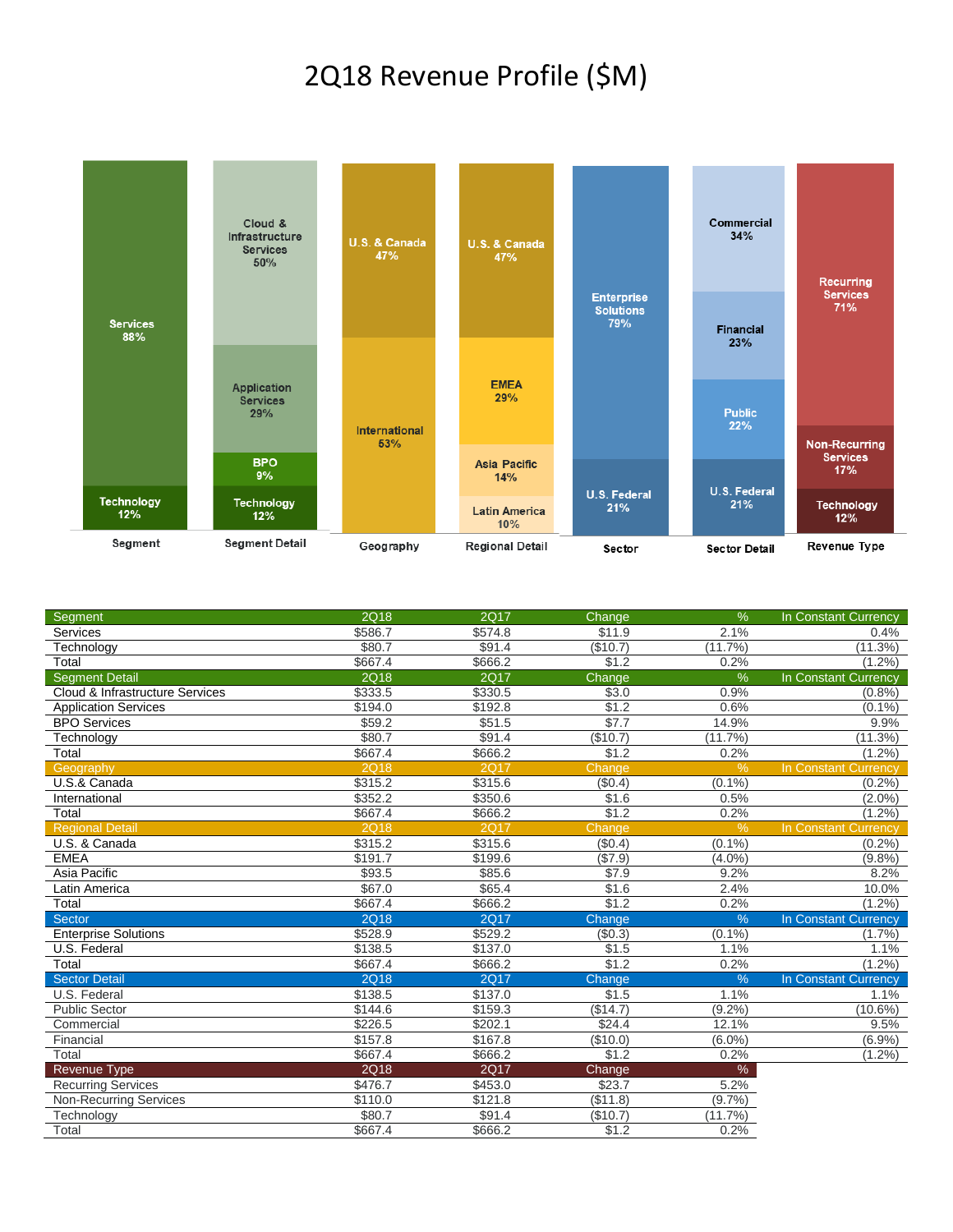# 2Q18 Revenue Profile ($M)

| Segment | Segment Detail | Geography | Regional Detail | Sector | Sector Detail | Revenue Type |
|---|---|---|---|---|---|---|
| Services 88% | Cloud & Infrastructure Services 50% | U.S. & Canada 47% | U.S. & Canada 47% | Enterprise Solutions 79% | Commercial 34% | Recurring Services 71% |
| Technology 12% | Application Services 29% | International 53% | EMEA 29% | U.S. Federal 21% | Financial 23% | Non-Recurring Services 17% |
| | BPO 9% | | Asia Pacific 14% | | Public 22% | Technology 12% |
| | Technology 12% | | Latin America 10% | | U.S. Federal 21% | |

| Segment | 2Q18 | 2Q17 | Change | % | In Constant Currency |
|---|---|---|---|---|---|
| Services | $586.7 | $574.8 | $11.9 | 2.1% | 0.4% |
| Technology | $80.7 | $91.4 | ($10.7) | (11.7%) | (11.3%) |
| Total | $667.4 | $666.2 | $1.2 | 0.2% | (1.2%) |

| Segment Detail | 2Q18 | 2Q17 | Change | % | In Constant Currency |
|---|---|---|---|---|---|
| Cloud & Infrastructure Services | $333.5 | $330.5 | $3.0 | 0.9% | (0.8%) |
| Application Services | $194.0 | $192.8 | $1.2 | 0.6% | (0.1%) |
| BPO Services | $59.2 | $51.5 | $7.7 | 14.9% | 9.9% |
| Technology | $80.7 | $91.4 | ($10.7) | (11.7%) | (11.3%) |
| Total | $667.4 | $666.2 | $1.2 | 0.2% | (1.2%) |

| Geography | 2Q18 | 2Q17 | Change | % | In Constant Currency |
|---|---|---|---|---|---|
| U.S.& Canada | $315.2 | $315.6 | ($0.4) | (0.1%) | (0.2%) |
| International | $352.2 | $350.6 | $1.6 | 0.5% | (2.0%) |
| Total | $667.4 | $666.2 | $1.2 | 0.2% | (1.2%) |

| Regional Detail | 2Q18 | 2Q17 | Change | % | In Constant Currency |
|---|---|---|---|---|---|
| U.S. & Canada | $315.2 | $315.6 | ($0.4) | (0.1%) | (0.2%) |
| EMEA | $191.7 | $199.6 | ($7.9) | (4.0%) | (9.8%) |
| Asia Pacific | $93.5 | $85.6 | $7.9 | 9.2% | 8.2% |
| Latin America | $67.0 | $65.4 | $1.6 | 2.4% | 10.0% |
| Total | $667.4 | $666.2 | $1.2 | 0.2% | (1.2%) |

| Sector | 2Q18 | 2Q17 | Change | % | In Constant Currency |
|---|---|---|---|---|---|
| Enterprise Solutions | $528.9 | $529.2 | ($0.3) | (0.1%) | (1.7%) |
| U.S. Federal | $138.5 | $137.0 | $1.5 | 1.1% | 1.1% |
| Total | $667.4 | $666.2 | $1.2 | 0.2% | (1.2%) |

| Sector Detail | 2Q18 | 2Q17 | Change | % | In Constant Currency |
|---|---|---|---|---|---|
| U.S. Federal | $138.5 | $137.0 | $1.5 | 1.1% | 1.1% |
| Public Sector | $144.6 | $159.3 | ($14.7) | (9.2%) | (10.6%) |
| Commercial | $226.5 | $202.1 | $24.4 | 12.1% | 9.5% |
| Financial | $157.8 | $167.8 | ($10.0) | (6.0%) | (6.9%) |
| Total | $667.4 | $666.2 | $1.2 | 0.2% | (1.2%) |

| Revenue Type | 2Q18 | 2Q17 | Change | % |
|---|---|---|---|---|
| Recurring Services | $476.7 | $453.0 | $23.7 | 5.2% |
| Non-Recurring Services | $110.0 | $121.8 | ($11.8) | (9.7%) |
| Technology | $80.7 | $91.4 | ($10.7) | (11.7%) |
| Total | $667.4 | $666.2 | $1.2 | 0.2% |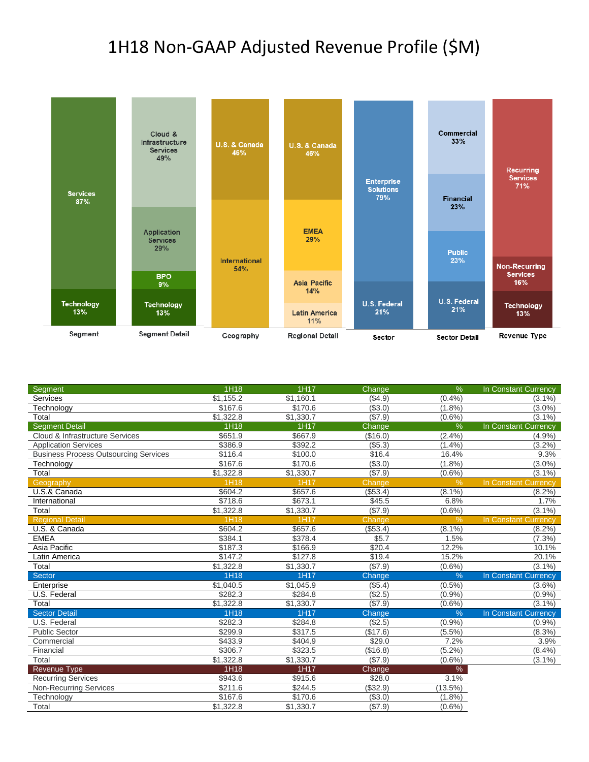# 1H18 Non-GAAP Adjusted Revenue Profile ($M)

**Segment**
- Services 87%
- Technology 13%

**Segment Detail**
- Cloud & Infrastructure Services 49%
- Application Services 29%
- BPO 9%
- Technology 13%

**Geography**
- U.S. & Canada 46%
- International 54%

**Regional Detail**
- U.S. & Canada 46%
- EMEA 29%
- Asia Pacific 14%
- Latin America 11%

**Sector**
- Enterprise Solutions 79%
- U.S. Federal 21%

**Sector Detail**
- Commercial 33%
- Financial 23%
- Public 23%
- U.S. Federal 21%

**Revenue Type**
- Recurring Services 71%
- Non-Recurring Services 16%
- Technology 13%

| Segment | 1H18 | 1H17 | Change | % | In Constant Currency |
|---|---|---|---|---|---|
| Services | $1,155.2 | $1,160.1 | ($4.9) | (0.4%) | (3.1%) |
| Technology | $167.6 | $170.6 | ($3.0) | (1.8%) | (3.0%) |
| Total | $1,322.8 | $1,330.7 | ($7.9) | (0.6%) | (3.1%) |

| Segment Detail | 1H18 | 1H17 | Change | % | In Constant Currency |
|---|---|---|---|---|---|
| Cloud & Infrastructure Services | $651.9 | $667.9 | ($16.0) | (2.4%) | (4.9%) |
| Application Services | $386.9 | $392.2 | ($5.3) | (1.4%) | (3.2%) |
| Business Process Outsourcing Services | $116.4 | $100.0 | $16.4 | 16.4% | 9.3% |
| Technology | $167.6 | $170.6 | ($3.0) | (1.8%) | (3.0%) |
| Total | $1,322.8 | $1,330.7 | ($7.9) | (0.6%) | (3.1%) |

| Geography | 1H18 | 1H17 | Change | % | In Constant Currency |
|---|---|---|---|---|---|
| U.S.& Canada | $604.2 | $657.6 | ($53.4) | (8.1%) | (8.2%) |
| International | $718.6 | $673.1 | $45.5 | 6.8% | 1.7% |
| Total | $1,322.8 | $1,330.7 | ($7.9) | (0.6%) | (3.1%) |

| Regional Detail | 1H18 | 1H17 | Change | % | In Constant Currency |
|---|---|---|---|---|---|
| U.S. & Canada | $604.2 | $657.6 | ($53.4) | (8.1%) | (8.2%) |
| EMEA | $384.1 | $378.4 | $5.7 | 1.5% | (7.3%) |
| Asia Pacific | $187.3 | $166.9 | $20.4 | 12.2% | 10.1% |
| Latin America | $147.2 | $127.8 | $19.4 | 15.2% | 20.1% |
| Total | $1,322.8 | $1,330.7 | ($7.9) | (0.6%) | (3.1%) |

| Sector | 1H18 | 1H17 | Change | % | In Constant Currency |
|---|---|---|---|---|---|
| Enterprise | $1,040.5 | $1,045.9 | ($5.4) | (0.5%) | (3.6%) |
| U.S. Federal | $282.3 | $284.8 | ($2.5) | (0.9%) | (0.9%) |
| Total | $1,322.8 | $1,330.7 | ($7.9) | (0.6%) | (3.1%) |

| Sector Detail | 1H18 | 1H17 | Change | % | In Constant Currency |
|---|---|---|---|---|---|
| U.S. Federal | $282.3 | $284.8 | ($2.5) | (0.9%) | (0.9%) |
| Public Sector | $299.9 | $317.5 | ($17.6) | (5.5%) | (8.3%) |
| Commercial | $433.9 | $404.9 | $29.0 | 7.2% | 3.9% |
| Financial | $306.7 | $323.5 | ($16.8) | (5.2%) | (8.4%) |
| Total | $1,322.8 | $1,330.7 | ($7.9) | (0.6%) | (3.1%) |

| Revenue Type | 1H18 | 1H17 | Change | % |
|---|---|---|---|---|
| Recurring Services | $943.6 | $915.6 | $28.0 | 3.1% |
| Non-Recurring Services | $211.6 | $244.5 | ($32.9) | (13.5%) |
| Technology | $167.6 | $170.6 | ($3.0) | (1.8%) |
| Total | $1,322.8 | $1,330.7 | ($7.9) | (0.6%) |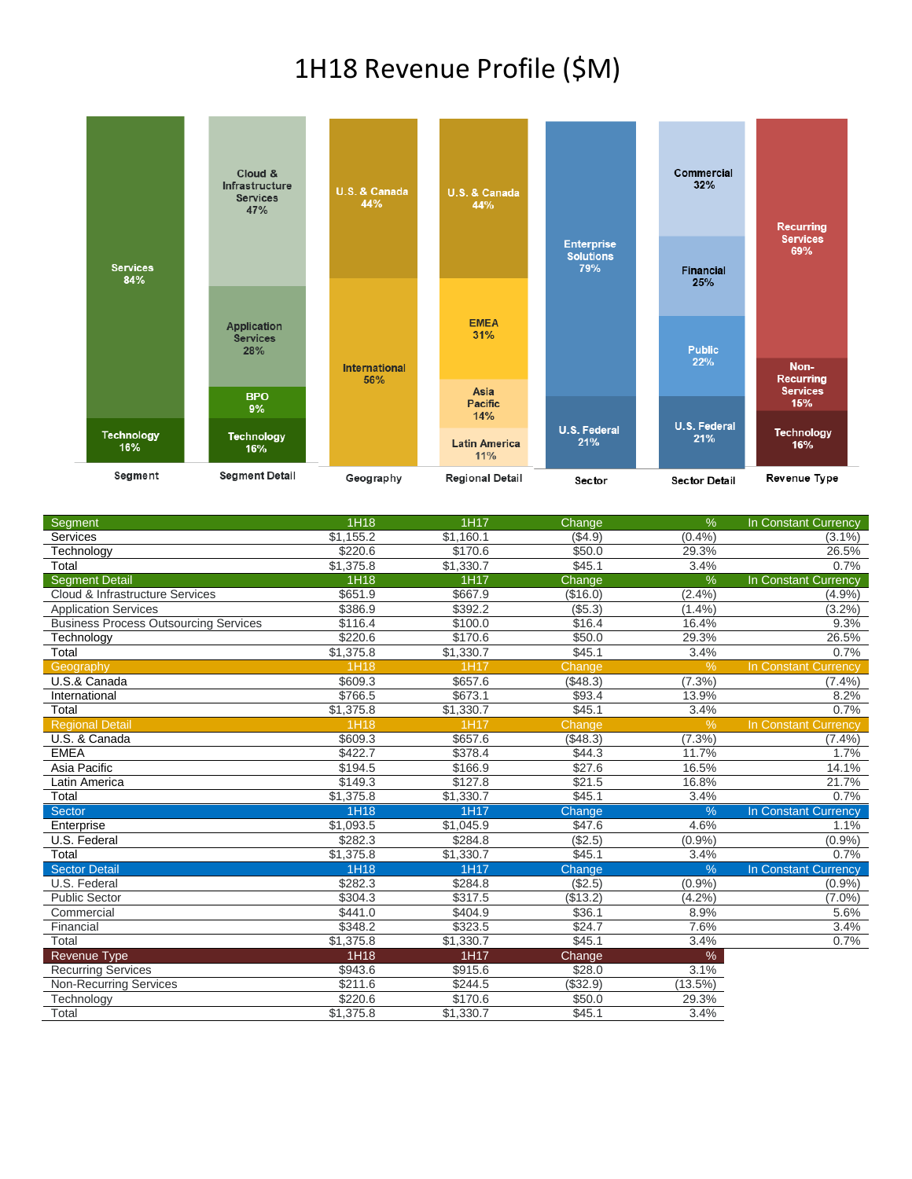# 1H18 Revenue Profile ($M)

Services 84%
Technology 16%
Segment

Cloud & Infrastructure Services 47%
Application Services 28%
BPO 9%
Technology 16%
Segment Detail

U.S. & Canada 44%
International 56%
Geography

U.S. & Canada 44%
EMEA 31%
Asia Pacific 14%
Latin America 11%
Regional Detail

Enterprise Solutions 79%
U.S. Federal 21%
Sector

Commercial 32%
Financial 25%
Public 22%
U.S. Federal 21%
Sector Detail

Recurring Services 69%
Non-Recurring Services 15%
Technology 16%
Revenue Type

| Segment | 1H18 | 1H17 | Change | % | In Constant Currency |
|---|---|---|---|---|---|
| Services | $1,155.2 | $1,160.1 | ($4.9) | (0.4%) | (3.1%) |
| Technology | $220.6 | $170.6 | $50.0 | 29.3% | 26.5% |
| Total | $1,375.8 | $1,330.7 | $45.1 | 3.4% | 0.7% |
| **Segment Detail** | **1H18** | **1H17** | **Change** | **%** | **In Constant Currency** |
| Cloud & Infrastructure Services | $651.9 | $667.9 | ($16.0) | (2.4%) | (4.9%) |
| Application Services | $386.9 | $392.2 | ($5.3) | (1.4%) | (3.2%) |
| Business Process Outsourcing Services | $116.4 | $100.0 | $16.4 | 16.4% | 9.3% |
| Technology | $220.6 | $170.6 | $50.0 | 29.3% | 26.5% |
| Total | $1,375.8 | $1,330.7 | $45.1 | 3.4% | 0.7% |
| **Geography** | **1H18** | **1H17** | **Change** | **%** | **In Constant Currency** |
| U.S.& Canada | $609.3 | $657.6 | ($48.3) | (7.3%) | (7.4%) |
| International | $766.5 | $673.1 | $93.4 | 13.9% | 8.2% |
| Total | $1,375.8 | $1,330.7 | $45.1 | 3.4% | 0.7% |
| **Regional Detail** | **1H18** | **1H17** | **Change** | **%** | **In Constant Currency** |
| U.S. & Canada | $609.3 | $657.6 | ($48.3) | (7.3%) | (7.4%) |
| EMEA | $422.7 | $378.4 | $44.3 | 11.7% | 1.7% |
| Asia Pacific | $194.5 | $166.9 | $27.6 | 16.5% | 14.1% |
| Latin America | $149.3 | $127.8 | $21.5 | 16.8% | 21.7% |
| Total | $1,375.8 | $1,330.7 | $45.1 | 3.4% | 0.7% |
| **Sector** | **1H18** | **1H17** | **Change** | **%** | **In Constant Currency** |
| Enterprise | $1,093.5 | $1,045.9 | $47.6 | 4.6% | 1.1% |
| U.S. Federal | $282.3 | $284.8 | ($2.5) | (0.9%) | (0.9%) |
| Total | $1,375.8 | $1,330.7 | $45.1 | 3.4% | 0.7% |
| **Sector Detail** | **1H18** | **1H17** | **Change** | **%** | **In Constant Currency** |
| U.S. Federal | $282.3 | $284.8 | ($2.5) | (0.9%) | (0.9%) |
| Public Sector | $304.3 | $317.5 | ($13.2) | (4.2%) | (7.0%) |
| Commercial | $441.0 | $404.9 | $36.1 | 8.9% | 5.6% |
| Financial | $348.2 | $323.5 | $24.7 | 7.6% | 3.4% |
| Total | $1,375.8 | $1,330.7 | $45.1 | 3.4% | 0.7% |
| **Revenue Type** | **1H18** | **1H17** | **Change** | **%** | |
| Recurring Services | $943.6 | $915.6 | $28.0 | 3.1% | |
| Non-Recurring Services | $211.6 | $244.5 | ($32.9) | (13.5%) | |
| Technology | $220.6 | $170.6 | $50.0 | 29.3% | |
| Total | $1,375.8 | $1,330.7 | $45.1 | 3.4% | |